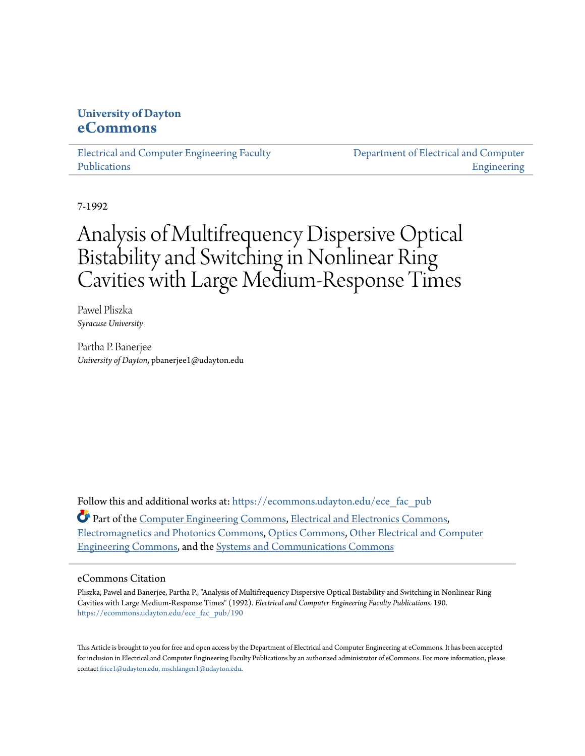University of Dayton
**eCommons**

Electrical and Computer Engineering Faculty Publications

Department of Electrical and Computer Engineering

7-1992

# Analysis of Multifrequency Dispersive Optical Bistability and Switching in Nonlinear Ring Cavities with Large Medium-Response Times

Pawel Pliszka
*Syracuse University*

Partha P. Banerjee
*University of Dayton*, pbanerjee1@udayton.edu

Follow this and additional works at: https://ecommons.udayton.edu/ece_fac_pub

Part of the Computer Engineering Commons, Electrical and Electronics Commons, Electromagnetics and Photonics Commons, Optics Commons, Other Electrical and Computer Engineering Commons, and the Systems and Communications Commons

## eCommons Citation

Pliszka, Pawel and Banerjee, Partha P., "Analysis of Multifrequency Dispersive Optical Bistability and Switching in Nonlinear Ring Cavities with Large Medium-Response Times" (1992). *Electrical and Computer Engineering Faculty Publications*. 190.
https://ecommons.udayton.edu/ece_fac_pub/190

This Article is brought to you for free and open access by the Department of Electrical and Computer Engineering at eCommons. It has been accepted for inclusion in Electrical and Computer Engineering Faculty Publications by an authorized administrator of eCommons. For more information, please contact frice1@udayton.edu, mschlangen1@udayton.edu.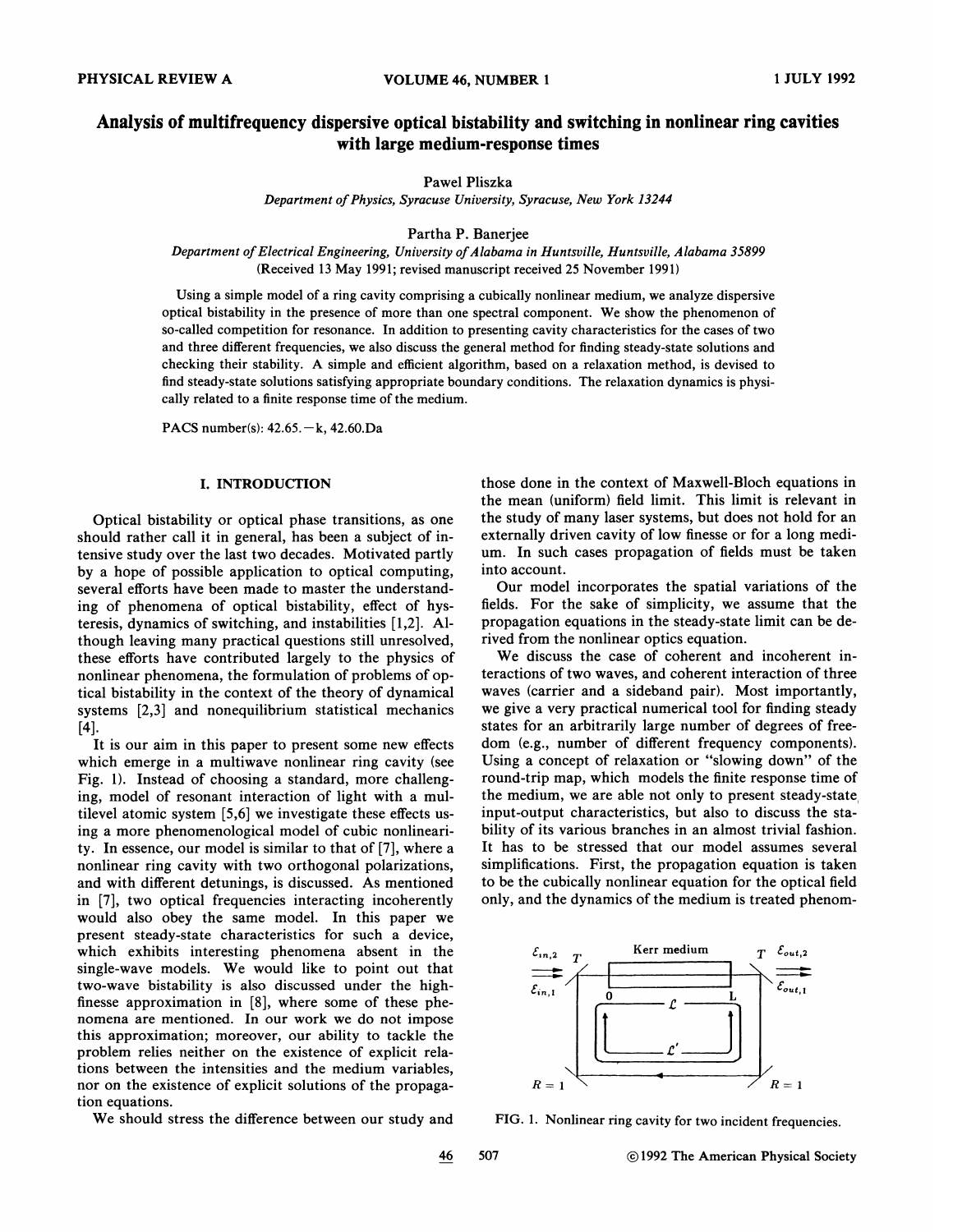# Analysis of multifrequency dispersive optical bistability and switching in nonlinear ring cavities with large medium-response times

Pawel Pliszka

*Department of Physics, Syracuse University, Syracuse, New York 13244*

Partha P. Banerjee

*Department of Electrical Engineering, University of Alabama in Huntsville, Huntsville, Alabama 35899*

(Received 13 May 1991; revised manuscript received 25 November 1991)

Using a simple model of a ring cavity comprising a cubically nonlinear medium, we analyze dispersive optical bistability in the presence of more than one spectral component. We show the phenomenon of so-called competition for resonance. In addition to presenting cavity characteristics for the cases of two and three different frequencies, we also discuss the general method for finding steady-state solutions and checking their stability. A simple and efficient algorithm, based on a relaxation method, is devised to find steady-state solutions satisfying appropriate boundary conditions. The relaxation dynamics is physically related to a finite response time of the medium.

PACS number(s): 42.65.−k, 42.60.Da

## I. INTRODUCTION

Optical bistability or optical phase transitions, as one should rather call it in general, has been a subject of intensive study over the last two decades. Motivated partly by a hope of possible application to optical computing, several efforts have been made to master the understanding of phenomena of optical bistability, effect of hysteresis, dynamics of switching, and instabilities [1,2]. Although leaving many practical questions still unresolved, these efforts have contributed largely to the physics of nonlinear phenomena, the formulation of problems of optical bistability in the context of the theory of dynamical systems [2,3] and nonequilibrium statistical mechanics [4].

It is our aim in this paper to present some new effects which emerge in a multiwave nonlinear ring cavity (see Fig. 1). Instead of choosing a standard, more challenging, model of resonant interaction of light with a multilevel atomic system [5,6] we investigate these effects using a more phenomenological model of cubic nonlinearity. In essence, our model is similar to that of [7], where a nonlinear ring cavity with two orthogonal polarizations, and with different detunings, is discussed. As mentioned in [7], two optical frequencies interacting incoherently would also obey the same model. In this paper we present steady-state characteristics for such a device, which exhibits interesting phenomena absent in the single-wave models. We would like to point out that two-wave bistability is also discussed under the high-finesse approximation in [8], where some of these phenomena are mentioned. In our work we do not impose this approximation; moreover, our ability to tackle the problem relies neither on the existence of explicit relations between the intensities and the medium variables, nor on the existence of explicit solutions of the propagation equations.

We should stress the difference between our study and those done in the context of Maxwell-Bloch equations in the mean (uniform) field limit. This limit is relevant in the study of many laser systems, but does not hold for an externally driven cavity of low finesse or for a long medium. In such cases propagation of fields must be taken into account.

Our model incorporates the spatial variations of the fields. For the sake of simplicity, we assume that the propagation equations in the steady-state limit can be derived from the nonlinear optics equation.

We discuss the case of coherent and incoherent interactions of two waves, and coherent interaction of three waves (carrier and a sideband pair). Most importantly, we give a very practical numerical tool for finding steady states for an arbitrarily large number of degrees of freedom (e.g., number of different frequency components). Using a concept of relaxation or "slowing down" of the round-trip map, which models the finite response time of the medium, we are able not only to present steady-state input-output characteristics, but also to discuss the stability of its various branches in an almost trivial fashion. It has to be stressed that our model assumes several simplifications. First, the propagation equation is taken to be the cubically nonlinear equation for the optical field only, and the dynamics of the medium is treated phenom-

$\mathcal{E}_{in,2}$ $T$ Kerr medium $T$ $\mathcal{E}_{out,2}$
$\mathcal{E}_{in,1}$ 0 $\mathcal{L}$ L $\mathcal{E}_{out,1}$
$\mathcal{L}'$
$R = 1$ $R = 1$

FIG. 1. Nonlinear ring cavity for two incident frequencies.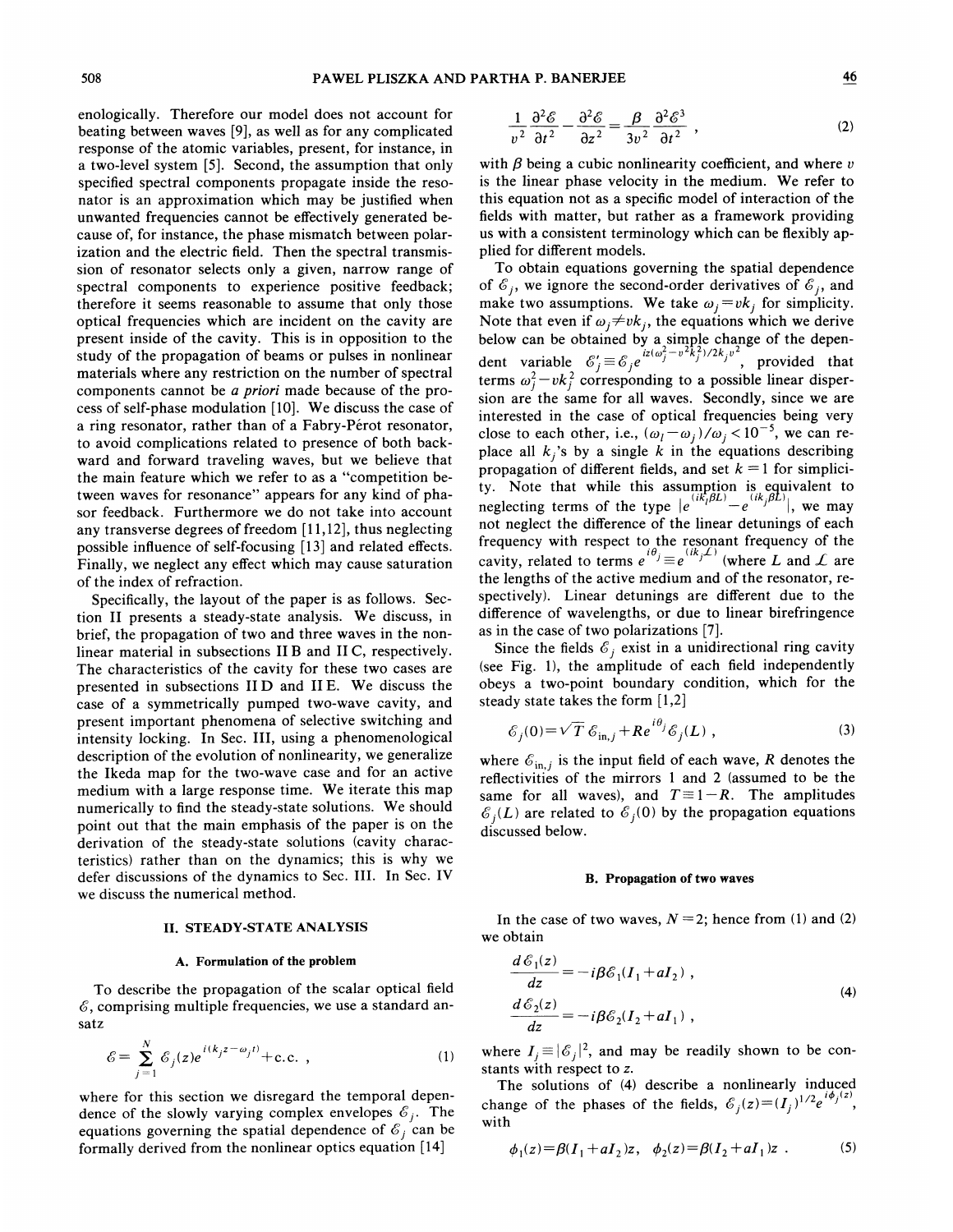enologically. Therefore our model does not account for beating between waves [9], as well as for any complicated response of the atomic variables, present, for instance, in a two-level system [5]. Second, the assumption that only specified spectral components propagate inside the resonator is an approximation which may be justified when unwanted frequencies cannot be effectively generated because of, for instance, the phase mismatch between polarization and the electric field. Then the spectral transmission of resonator selects only a given, narrow range of spectral components to experience positive feedback; therefore it seems reasonable to assume that only those optical frequencies which are incident on the cavity are present inside of the cavity. This is in opposition to the study of the propagation of beams or pulses in nonlinear materials where any restriction on the number of spectral components cannot be *a priori* made because of the process of self-phase modulation [10]. We discuss the case of a ring resonator, rather than of a Fabry-Pérot resonator, to avoid complications related to presence of both backward and forward traveling waves, but we believe that the main feature which we refer to as a "competition between waves for resonance" appears for any kind of phasor feedback. Furthermore we do not take into account any transverse degrees of freedom [11,12], thus neglecting possible influence of self-focusing [13] and related effects. Finally, we neglect any effect which may cause saturation of the index of refraction.

Specifically, the layout of the paper is as follows. Section II presents a steady-state analysis. We discuss, in brief, the propagation of two and three waves in the nonlinear material in subsections II B and II C, respectively. The characteristics of the cavity for these two cases are presented in subsections II D and II E. We discuss the case of a symmetrically pumped two-wave cavity, and present important phenomena of selective switching and intensity locking. In Sec. III, using a phenomenological description of the evolution of nonlinearity, we generalize the Ikeda map for the two-wave case and for an active medium with a large response time. We iterate this map numerically to find the steady-state solutions. We should point out that the main emphasis of the paper is on the derivation of the steady-state solutions (cavity characteristics) rather than on the dynamics; this is why we defer discussions of the dynamics to Sec. III. In Sec. IV we discuss the numerical method.

## II. STEADY-STATE ANALYSIS

### A. Formulation of the problem

To describe the propagation of the scalar optical field $\mathcal{E}$, comprising multiple frequencies, we use a standard ansatz

$$\mathcal{E} = \sum_{j=1}^{N} \mathcal{E}_j(z) e^{i(k_j z - \omega_j t)} + \text{c.c.} , \tag{1}$$

where for this section we disregard the temporal dependence of the slowly varying complex envelopes $\mathcal{E}_j$. The equations governing the spatial dependence of $\mathcal{E}_j$ can be formally derived from the nonlinear optics equation [14]

$$\frac{1}{v^2}\frac{\partial^2 \mathcal{E}}{\partial t^2} - \frac{\partial^2 \mathcal{E}}{\partial z^2} = \frac{\beta}{3v^2}\frac{\partial^2 \mathcal{E}^3}{\partial t^2} , \tag{2}$$

with $\beta$ being a cubic nonlinearity coefficient, and where $v$ is the linear phase velocity in the medium. We refer to this equation not as a specific model of interaction of the fields with matter, but rather as a framework providing us with a consistent terminology which can be flexibly applied for different models.

To obtain equations governing the spatial dependence of $\mathcal{E}_j$, we ignore the second-order derivatives of $\mathcal{E}_j$, and make two assumptions. We take $\omega_j = v k_j$ for simplicity. Note that even if $\omega_j \neq v k_j$, the equations which we derive below can be obtained by a simple change of the dependent variable $\mathcal{E}'_j \equiv \mathcal{E}_j e^{iz(\omega_j^2 - v^2 k_j^2)/2k_j v^2}$, provided that terms $\omega_j^2 - v k_j^2$ corresponding to a possible linear dispersion are the same for all waves. Secondly, since we are interested in the case of optical frequencies being very close to each other, i.e., $(\omega_l - \omega_j)/\omega_j < 10^{-5}$, we can replace all $k_j$'s by a single $k$ in the equations describing propagation of different fields, and set $k=1$ for simplicity. Note that while this assumption is equivalent to neglecting terms of the type $|e^{(ik_l \beta L)} - e^{(ik_j \beta L)}|$, we may not neglect the difference of the linear detunings of each frequency with respect to the resonant frequency of the cavity, related to terms $e^{i\theta_j} \equiv e^{(ik_j \mathcal{L})}$ (where $L$ and $\mathcal{L}$ are the lengths of the active medium and of the resonator, respectively). Linear detunings are different due to the difference of wavelengths, or due to linear birefringence as in the case of two polarizations [7].

Since the fields $\mathcal{E}_j$ exist in a unidirectional ring cavity (see Fig. 1), the amplitude of each field independently obeys a two-point boundary condition, which for the steady state takes the form [1,2]

$$\mathcal{E}_j(0) = \sqrt{T}\,\mathcal{E}_{\text{in},j} + R e^{i\theta_j} \mathcal{E}_j(L) , \tag{3}$$

where $\mathcal{E}_{\text{in},j}$ is the input field of each wave, $R$ denotes the reflectivities of the mirrors 1 and 2 (assumed to be the same for all waves), and $T \equiv 1 - R$. The amplitudes $\mathcal{E}_j(L)$ are related to $\mathcal{E}_j(0)$ by the propagation equations discussed below.

### B. Propagation of two waves

In the case of two waves, $N=2$; hence from (1) and (2) we obtain

$$\begin{aligned} \frac{d\mathcal{E}_1(z)}{dz} &= -i\beta \mathcal{E}_1 (I_1 + a I_2) , \\ \frac{d\mathcal{E}_2(z)}{dz} &= -i\beta \mathcal{E}_2 (I_2 + a I_1) , \end{aligned} \tag{4}$$

where $I_j \equiv |\mathcal{E}_j|^2$, and may be readily shown to be constants with respect to $z$.

The solutions of (4) describe a nonlinearly induced change of the phases of the fields, $\mathcal{E}_j(z) = (I_j)^{1/2} e^{i\phi_j(z)}$, with

$$\phi_1(z) = \beta(I_1 + a I_2) z, \quad \phi_2(z) = \beta(I_2 + a I_1) z . \tag{5}$$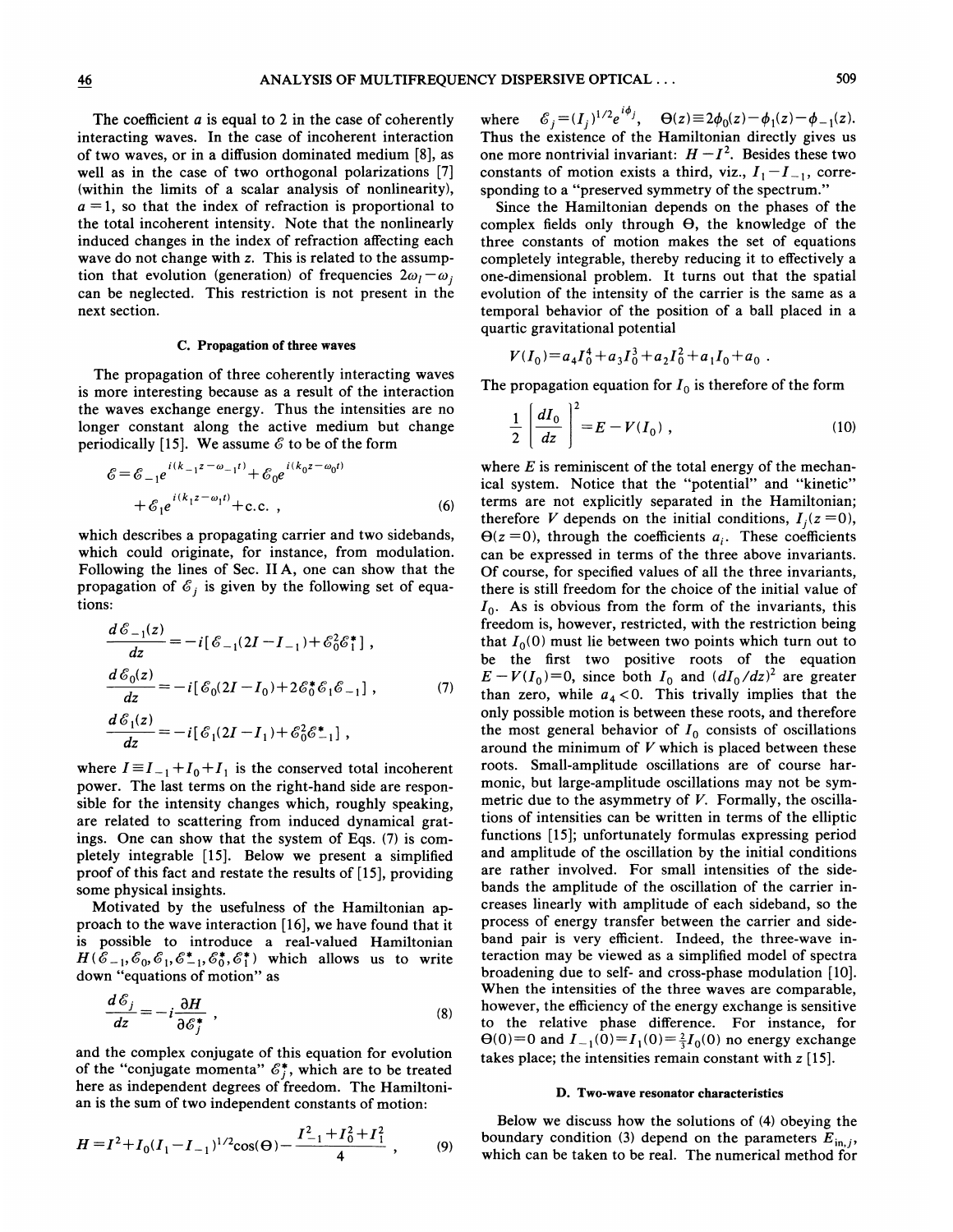The coefficient $a$ is equal to 2 in the case of coherently interacting waves. In the case of incoherent interaction of two waves, or in a diffusion dominated medium [8], as well as in the case of two orthogonal polarizations [7] (within the limits of a scalar analysis of nonlinearity), $a=1$, so that the index of refraction is proportional to the total incoherent intensity. Note that the nonlinearly induced changes in the index of refraction affecting each wave do not change with $z$. This is related to the assumption that evolution (generation) of frequencies $2\omega_l-\omega_j$ can be neglected. This restriction is not present in the next section.

### C. Propagation of three waves

The propagation of three coherently interacting waves is more interesting because as a result of the interaction the waves exchange energy. Thus the intensities are no longer constant along the active medium but change periodically [15]. We assume $\mathcal{E}$ to be of the form

$$\mathcal{E}=\mathcal{E}_{-1}e^{i(k_{-1}z-\omega_{-1}t)}+\mathcal{E}_0e^{i(k_0z-\omega_0t)}+\mathcal{E}_1e^{i(k_1z-\omega_1t)}+\text{c.c.} , \tag{6}$$

which describes a propagating carrier and two sidebands, which could originate, for instance, from modulation. Following the lines of Sec. II A, one can show that the propagation of $\mathcal{E}_j$ is given by the following set of equations:

$$\begin{aligned}
\frac{d\mathcal{E}_{-1}(z)}{dz}&=-i[\mathcal{E}_{-1}(2I-I_{-1})+\mathcal{E}_0^2\mathcal{E}_1^*] ,\\
\frac{d\mathcal{E}_0(z)}{dz}&=-i[\mathcal{E}_0(2I-I_0)+2\mathcal{E}_0^*\mathcal{E}_1\mathcal{E}_{-1}] ,\\
\frac{d\mathcal{E}_1(z)}{dz}&=-i[\mathcal{E}_1(2I-I_1)+\mathcal{E}_0^2\mathcal{E}_{-1}^*] ,
\end{aligned} \tag{7}$$

where $I\equiv I_{-1}+I_0+I_1$ is the conserved total incoherent power. The last terms on the right-hand side are responsible for the intensity changes which, roughly speaking, are related to scattering from induced dynamical gratings. One can show that the system of Eqs. (7) is completely integrable [15]. Below we present a simplified proof of this fact and restate the results of [15], providing some physical insights.

Motivated by the usefulness of the Hamiltonian approach to the wave interaction [16], we have found that it is possible to introduce a real-valued Hamiltonian $H(\mathcal{E}_{-1},\mathcal{E}_0,\mathcal{E}_1,\mathcal{E}_{-1}^*,\mathcal{E}_0^*,\mathcal{E}_1^*)$ which allows us to write down "equations of motion" as

$$\frac{d\mathcal{E}_j}{dz}=-i\frac{\partial H}{\partial \mathcal{E}_j^*} , \tag{8}$$

and the complex conjugate of this equation for evolution of the "conjugate momenta" $\mathcal{E}_j^*$, which are to be treated here as independent degrees of freedom. The Hamiltonian is the sum of two independent constants of motion:

$$H=I^2+I_0(I_1-I_{-1})^{1/2}\cos(\Theta)-\frac{I_{-1}^2+I_0^2+I_1^2}{4} , \tag{9}$$

where $\mathcal{E}_j=(I_j)^{1/2}e^{i\phi_j}$, $\Theta(z)\equiv 2\phi_0(z)-\phi_1(z)-\phi_{-1}(z)$. Thus the existence of the Hamiltonian directly gives us one more nontrivial invariant: $H-I^2$. Besides these two constants of motion exists a third, viz., $I_1-I_{-1}$, corresponding to a "preserved symmetry of the spectrum."

Since the Hamiltonian depends on the phases of the complex fields only through $\Theta$, the knowledge of the three constants of motion makes the set of equations completely integrable, thereby reducing it to effectively a one-dimensional problem. It turns out that the spatial evolution of the intensity of the carrier is the same as a temporal behavior of the position of a ball placed in a quartic gravitational potential

$$V(I_0)=a_4I_0^4+a_3I_0^3+a_2I_0^2+a_1I_0+a_0 .$$

The propagation equation for $I_0$ is therefore of the form

$$\frac{1}{2}\left[\frac{dI_0}{dz}\right]^2=E-V(I_0) , \tag{10}$$

where $E$ is reminiscent of the total energy of the mechanical system. Notice that the "potential" and "kinetic" terms are not explicitly separated in the Hamiltonian; therefore $V$ depends on the initial conditions, $I_j(z=0)$, $\Theta(z=0)$, through the coefficients $a_i$. These coefficients can be expressed in terms of the three above invariants. Of course, for specified values of all the three invariants, there is still freedom for the choice of the initial value of $I_0$. As is obvious from the form of the invariants, this freedom is, however, restricted, with the restriction being that $I_0(0)$ must lie between two points which turn out to be the first two positive roots of the equation $E-V(I_0)=0$, since both $I_0$ and $(dI_0/dz)^2$ are greater than zero, while $a_4<0$. This trivially implies that the only possible motion is between these roots, and therefore the most general behavior of $I_0$ consists of oscillations around the minimum of $V$ which is placed between these roots. Small-amplitude oscillations are of course harmonic, but large-amplitude oscillations may not be symmetric due to the asymmetry of $V$. Formally, the oscillations of intensities can be written in terms of the elliptic functions [15]; unfortunately formulas expressing period and amplitude of the oscillation by the initial conditions are rather involved. For small intensities of the sidebands the amplitude of the oscillation of the carrier increases linearly with amplitude of each sideband, so the process of energy transfer between the carrier and sideband pair is very efficient. Indeed, the three-wave interaction may be viewed as a simplified model of spectra broadening due to self- and cross-phase modulation [10]. When the intensities of the three waves are comparable, however, the efficiency of the energy exchange is sensitive to the relative phase difference. For instance, for $\Theta(0)=0$ and $I_{-1}(0)=I_1(0)=\frac{2}{3}I_0(0)$ no energy exchange takes place; the intensities remain constant with $z$ [15].

### D. Two-wave resonator characteristics

Below we discuss how the solutions of (4) obeying the boundary condition (3) depend on the parameters $E_{\text{in},j}$, which can be taken to be real. The numerical method for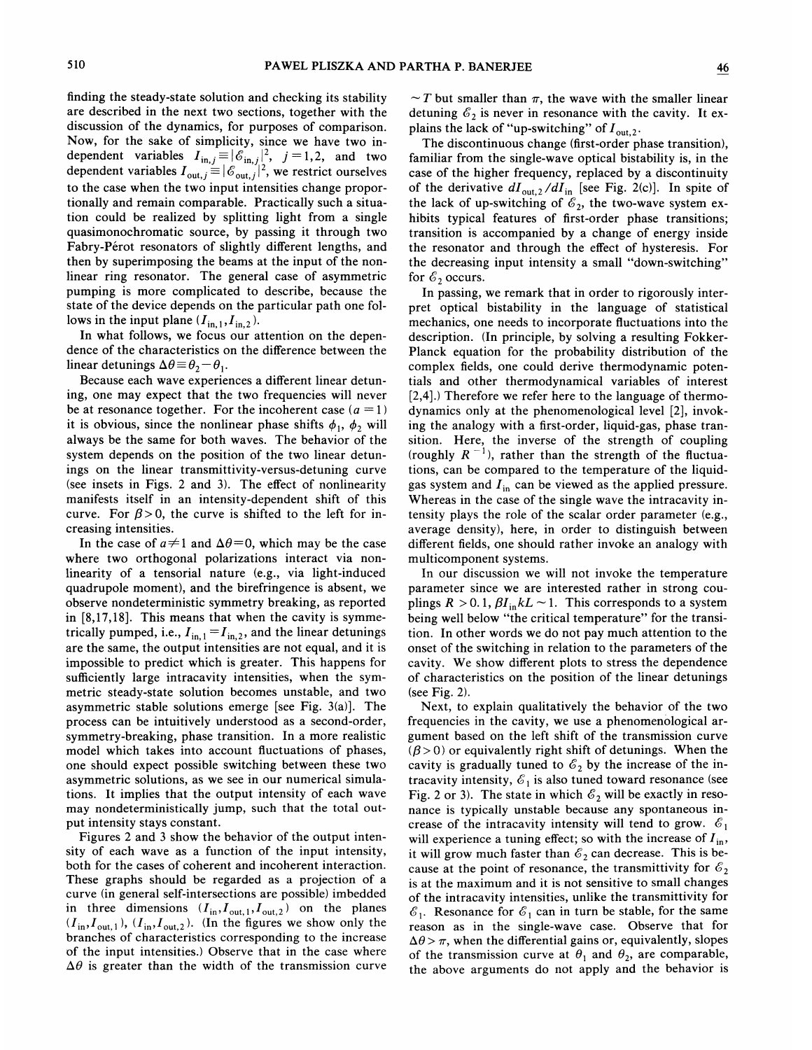finding the steady-state solution and checking its stability are described in the next two sections, together with the discussion of the dynamics, for purposes of comparison. Now, for the sake of simplicity, since we have two independent variables $I_{\text{in},j} \equiv |\mathcal{E}_{\text{in},j}|^2$, $j=1,2$, and two dependent variables $I_{\text{out},j} \equiv |\mathcal{E}_{\text{out},j}|^2$, we restrict ourselves to the case when the two input intensities change proportionally and remain comparable. Practically such a situation could be realized by splitting light from a single quasimonochromatic source, by passing it through two Fabry-Pérot resonators of slightly different lengths, and then by superimposing the beams at the input of the nonlinear ring resonator. The general case of asymmetric pumping is more complicated to describe, because the state of the device depends on the particular path one follows in the input plane $(I_{\text{in},1}, I_{\text{in},2})$.

In what follows, we focus our attention on the dependence of the characteristics on the difference between the linear detunings $\Delta\theta \equiv \theta_2 - \theta_1$.

Because each wave experiences a different linear detuning, one may expect that the two frequencies will never be at resonance together. For the incoherent case ($a=1$) it is obvious, since the nonlinear phase shifts $\phi_1$, $\phi_2$ will always be the same for both waves. The behavior of the system depends on the position of the two linear detunings on the linear transmittivity-versus-detuning curve (see insets in Figs. 2 and 3). The effect of nonlinearity manifests itself in an intensity-dependent shift of this curve. For $\beta > 0$, the curve is shifted to the left for increasing intensities.

In the case of $a \neq 1$ and $\Delta\theta = 0$, which may be the case where two orthogonal polarizations interact via nonlinearity of a tensorial nature (e.g., via light-induced quadrupole moment), and the birefringence is absent, we observe nondeterministic symmetry breaking, as reported in [8,17,18]. This means that when the cavity is symmetrically pumped, i.e., $I_{\text{in},1} = I_{\text{in},2}$, and the linear detunings are the same, the output intensities are not equal, and it is impossible to predict which is greater. This happens for sufficiently large intracavity intensities, when the symmetric steady-state solution becomes unstable, and two asymmetric stable solutions emerge [see Fig. 3(a)]. The process can be intuitively understood as a second-order, symmetry-breaking, phase transition. In a more realistic model which takes into account fluctuations of phases, one should expect possible switching between these two asymmetric solutions, as we see in our numerical simulations. It implies that the output intensity of each wave may nondeterministically jump, such that the total output intensity stays constant.

Figures 2 and 3 show the behavior of the output intensity of each wave as a function of the input intensity, both for the cases of coherent and incoherent interaction. These graphs should be regarded as a projection of a curve (in general self-intersections are possible) imbedded in three dimensions $(I_{\text{in}}, I_{\text{out},1}, I_{\text{out},2})$ on the planes $(I_{\text{in}}, I_{\text{out},1})$, $(I_{\text{in}}, I_{\text{out},2})$. (In the figures we show only the branches of characteristics corresponding to the increase of the input intensities.) Observe that in the case where $\Delta\theta$ is greater than the width of the transmission curve $\sim T$ but smaller than $\pi$, the wave with the smaller linear detuning $\mathcal{E}_2$ is never in resonance with the cavity. It explains the lack of "up-switching" of $I_{\text{out},2}$.

The discontinuous change (first-order phase transition), familiar from the single-wave optical bistability is, in the case of the higher frequency, replaced by a discontinuity of the derivative $dI_{\text{out},2}/dI_{\text{in}}$ [see Fig. 2(c)]. In spite of the lack of up-switching of $\mathcal{E}_2$, the two-wave system exhibits typical features of first-order phase transitions; transition is accompanied by a change of energy inside the resonator and through the effect of hysteresis. For the decreasing input intensity a small "down-switching" for $\mathcal{E}_2$ occurs.

In passing, we remark that in order to rigorously interpret optical bistability in the language of statistical mechanics, one needs to incorporate fluctuations into the description. (In principle, by solving a resulting Fokker-Planck equation for the probability distribution of the complex fields, one could derive thermodynamic potentials and other thermodynamical variables of interest [2,4].) Therefore we refer here to the language of thermodynamics only at the phenomenological level [2], invoking the analogy with a first-order, liquid-gas, phase transition. Here, the inverse of the strength of coupling (roughly $R^{-1}$), rather than the strength of the fluctuations, can be compared to the temperature of the liquid-gas system and $I_{\text{in}}$ can be viewed as the applied pressure. Whereas in the case of the single wave the intracavity intensity plays the role of the scalar order parameter (e.g., average density), here, in order to distinguish between different fields, one should rather invoke an analogy with multicomponent systems.

In our discussion we will not invoke the temperature parameter since we are interested rather in strong couplings $R > 0.1$, $\beta I_{\text{in}} kL \sim 1$. This corresponds to a system being well below "the critical temperature" for the transition. In other words we do not pay much attention to the onset of the switching in relation to the parameters of the cavity. We show different plots to stress the dependence of characteristics on the position of the linear detunings (see Fig. 2).

Next, to explain qualitatively the behavior of the two frequencies in the cavity, we use a phenomenological argument based on the left shift of the transmission curve ($\beta > 0$) or equivalently right shift of detunings. When the cavity is gradually tuned to $\mathcal{E}_2$ by the increase of the intracavity intensity, $\mathcal{E}_1$ is also tuned toward resonance (see Fig. 2 or 3). The state in which $\mathcal{E}_2$ will be exactly in resonance is typically unstable because any spontaneous increase of the intracavity intensity will tend to grow. $\mathcal{E}_1$ will experience a tuning effect; so with the increase of $I_{\text{in}}$, it will grow much faster than $\mathcal{E}_2$ can decrease. This is because at the point of resonance, the transmittivity for $\mathcal{E}_2$ is at the maximum and it is not sensitive to small changes of the intracavity intensities, unlike the transmittivity for $\mathcal{E}_1$. Resonance for $\mathcal{E}_1$ can in turn be stable, for the same reason as in the single-wave case. Observe that for $\Delta\theta > \pi$, when the differential gains or, equivalently, slopes of the transmission curve at $\theta_1$ and $\theta_2$, are comparable, the above arguments do not apply and the behavior is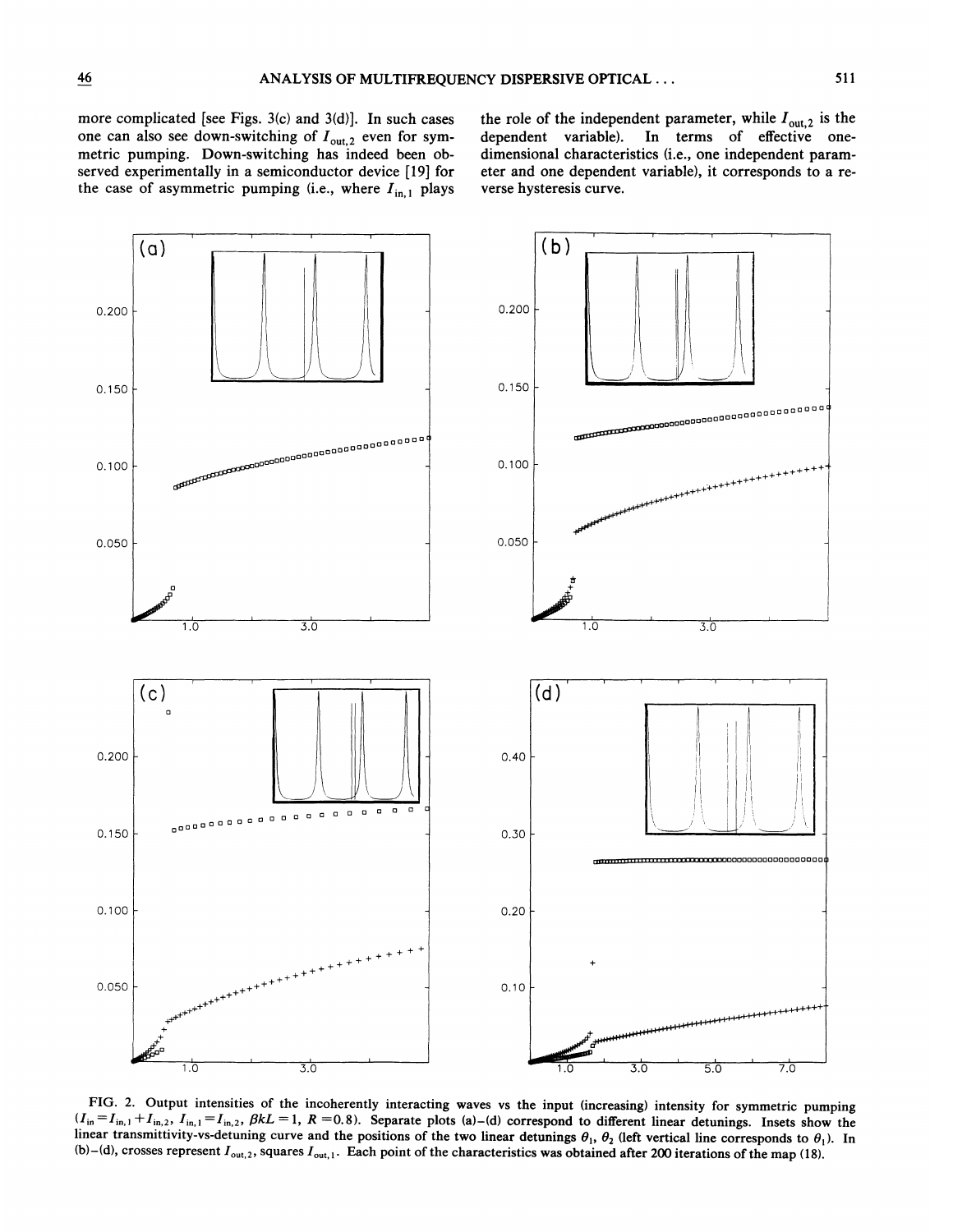more complicated [see Figs. 3(c) and 3(d)]. In such cases one can also see down-switching of $I_{\mathrm{out},2}$ even for symmetric pumping. Down-switching has indeed been observed experimentally in a semiconductor device [19] for the case of asymmetric pumping (i.e., where $I_{\mathrm{in},1}$ plays the role of the independent parameter, while $I_{\mathrm{out},2}$ is the dependent variable). In terms of effective one-dimensional characteristics (i.e., one independent parameter and one dependent variable), it corresponds to a reverse hysteresis curve.

FIG. 2. Output intensities of the incoherently interacting waves vs the input (increasing) intensity for symmetric pumping ($I_{\mathrm{in}} = I_{\mathrm{in},1} + I_{\mathrm{in},2}$, $I_{\mathrm{in},1} = I_{\mathrm{in},2}$, $\beta kL = 1$, $R = 0.8$). Separate plots (a)–(d) correspond to different linear detunings. Insets show the linear transmittivity-vs-detuning curve and the positions of the two linear detunings $\theta_1$, $\theta_2$ (left vertical line corresponds to $\theta_1$). In (b)–(d), crosses represent $I_{\mathrm{out},2}$, squares $I_{\mathrm{out},1}$. Each point of the characteristics was obtained after 200 iterations of the map (18).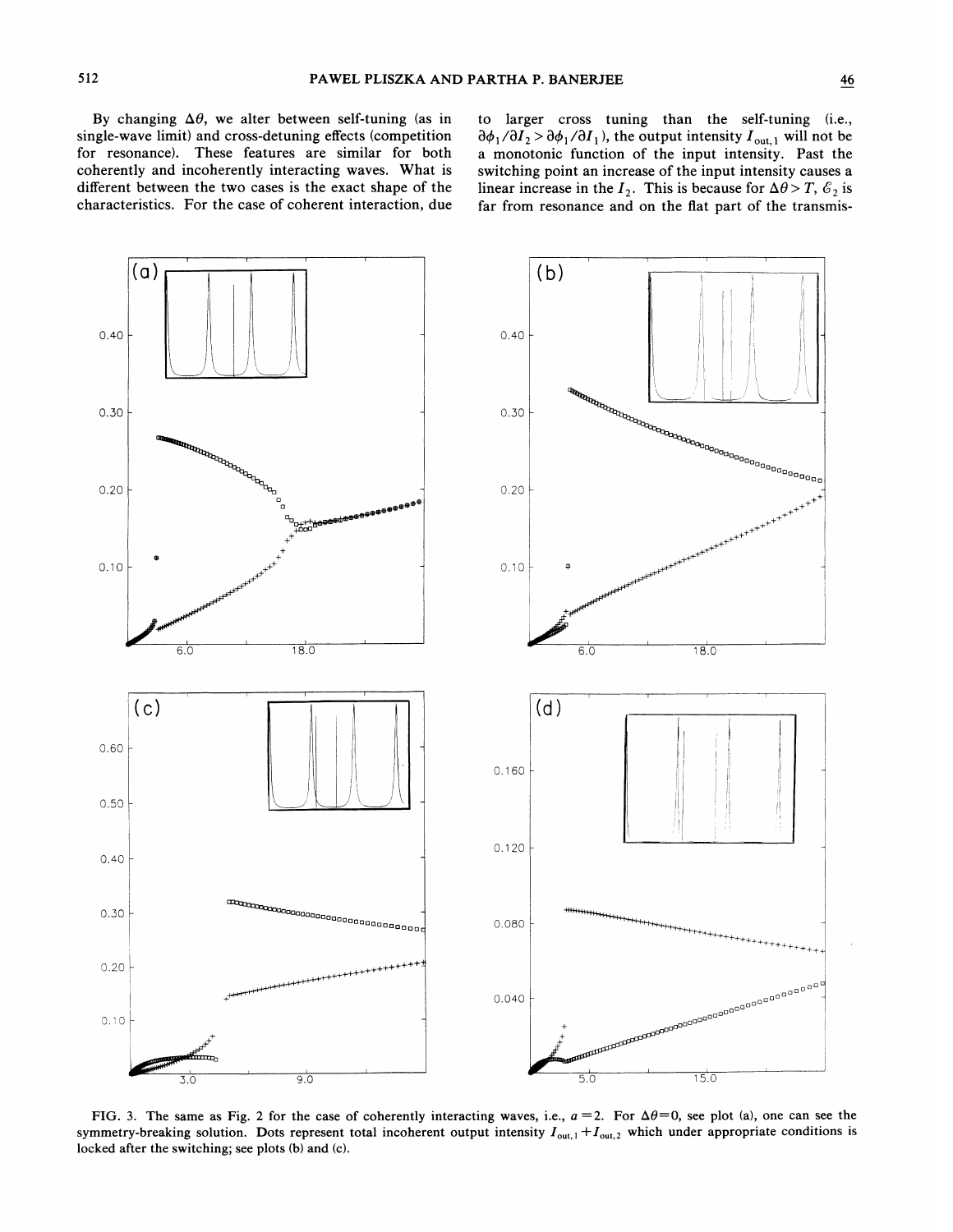By changing $\Delta\theta$, we alter between self-tuning (as in single-wave limit) and cross-detuning effects (competition for resonance). These features are similar for both coherently and incoherently interacting waves. What is different between the two cases is the exact shape of the characteristics. For the case of coherent interaction, due to larger cross tuning than the self-tuning (i.e., $\partial\phi_1/\partial I_2 > \partial\phi_1/\partial I_1$), the output intensity $I_{\text{out},1}$ will not be a monotonic function of the input intensity. Past the switching point an increase of the input intensity causes a linear increase in the $I_2$. This is because for $\Delta\theta > T$, $\mathcal{E}_2$ is far from resonance and on the flat part of the transmis-

FIG. 3. The same as Fig. 2 for the case of coherently interacting waves, i.e., $a=2$. For $\Delta\theta=0$, see plot (a), one can see the symmetry-breaking solution. Dots represent total incoherent output intensity $I_{\text{out},1}+I_{\text{out},2}$ which under appropriate conditions is locked after the switching; see plots (b) and (c).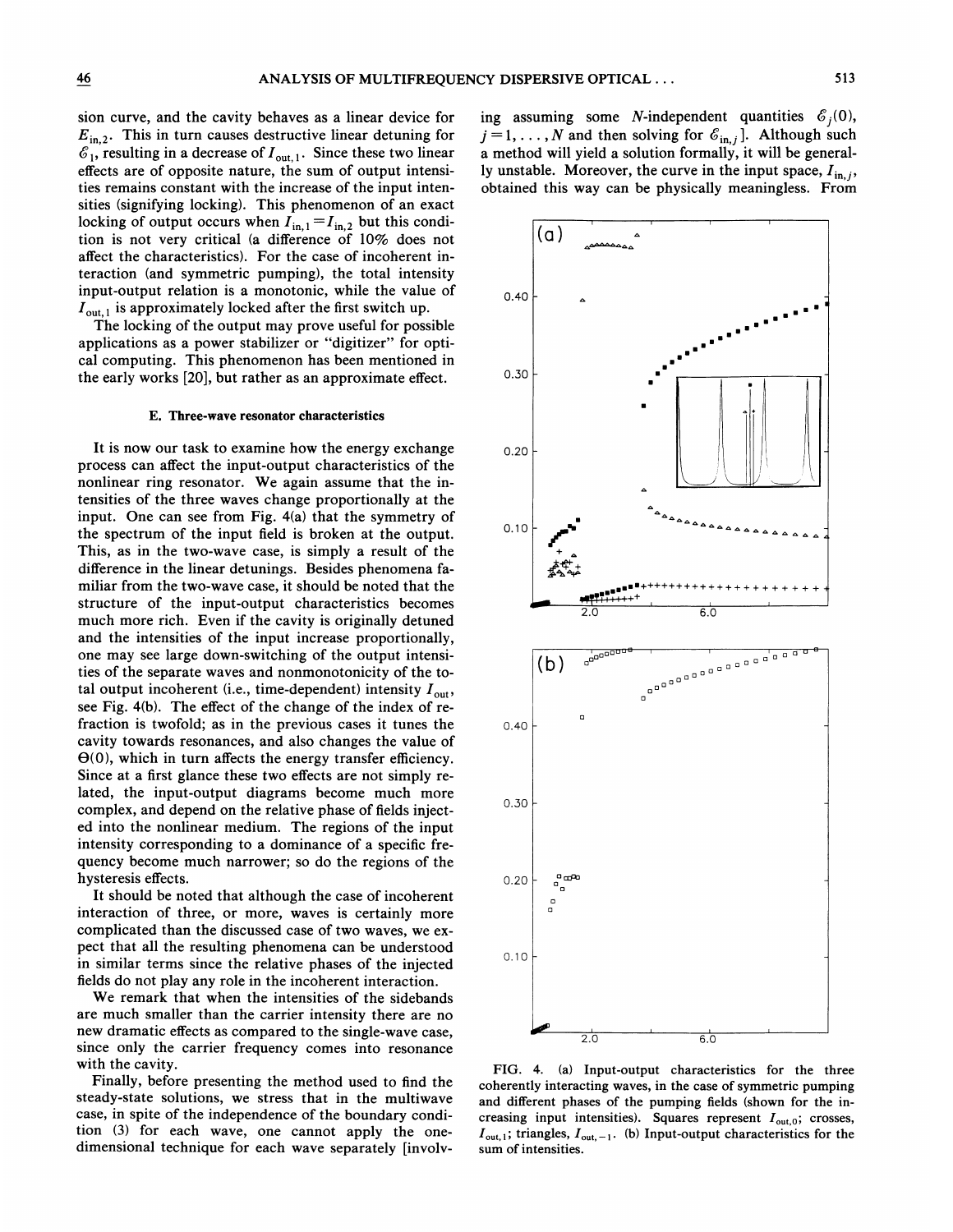sion curve, and the cavity behaves as a linear device for $E_{\text{in},2}$. This in turn causes destructive linear detuning for $\mathcal{E}_1$, resulting in a decrease of $I_{\text{out},1}$. Since these two linear effects are of opposite nature, the sum of output intensities remains constant with the increase of the input intensities (signifying locking). This phenomenon of an exact locking of output occurs when $I_{\text{in},1}=I_{\text{in},2}$ but this condition is not very critical (a difference of 10% does not affect the characteristics). For the case of incoherent interaction (and symmetric pumping), the total intensity input-output relation is a monotonic, while the value of $I_{\text{out},1}$ is approximately locked after the first switch up.

The locking of the output may prove useful for possible applications as a power stabilizer or "digitizer" for optical computing. This phenomenon has been mentioned in the early works [20], but rather as an approximate effect.

### E. Three-wave resonator characteristics

It is now our task to examine how the energy exchange process can affect the input-output characteristics of the nonlinear ring resonator. We again assume that the intensities of the three waves change proportionally at the input. One can see from Fig. 4(a) that the symmetry of the spectrum of the input field is broken at the output. This, as in the two-wave case, is simply a result of the difference in the linear detunings. Besides phenomena familiar from the two-wave case, it should be noted that the structure of the input-output characteristics becomes much more rich. Even if the cavity is originally detuned and the intensities of the input increase proportionally, one may see large down-switching of the output intensities of the separate waves and nonmonotonicity of the total output incoherent (i.e., time-dependent) intensity $I_{\text{out}}$, see Fig. 4(b). The effect of the change of the index of refraction is twofold; as in the previous cases it tunes the cavity towards resonances, and also changes the value of $\Theta(0)$, which in turn affects the energy transfer efficiency. Since at a first glance these two effects are not simply related, the input-output diagrams become much more complex, and depend on the relative phase of fields injected into the nonlinear medium. The regions of the input intensity corresponding to a dominance of a specific frequency become much narrower; so do the regions of the hysteresis effects.

It should be noted that although the case of incoherent interaction of three, or more, waves is certainly more complicated than the discussed case of two waves, we expect that all the resulting phenomena can be understood in similar terms since the relative phases of the injected fields do not play any role in the incoherent interaction.

We remark that when the intensities of the sidebands are much smaller than the carrier intensity there are no new dramatic effects as compared to the single-wave case, since only the carrier frequency comes into resonance with the cavity.

Finally, before presenting the method used to find the steady-state solutions, we stress that in the multiwave case, in spite of the independence of the boundary condition (3) for each wave, one cannot apply the one-dimensional technique for each wave separately [involving assuming some $N$-independent quantities $\mathcal{E}_j(0)$, $j=1,\ldots,N$ and then solving for $\mathcal{E}_{\text{in},j}$]. Although such a method will yield a solution formally, it will be generally unstable. Moreover, the curve in the input space, $I_{\text{in},j}$, obtained this way can be physically meaningless. From

FIG. 4. (a) Input-output characteristics for the three coherently interacting waves, in the case of symmetric pumping and different phases of the pumping fields (shown for the increasing input intensities). Squares represent $I_{\text{out},0}$; crosses, $I_{\text{out},1}$; triangles, $I_{\text{out},-1}$. (b) Input-output characteristics for the sum of intensities.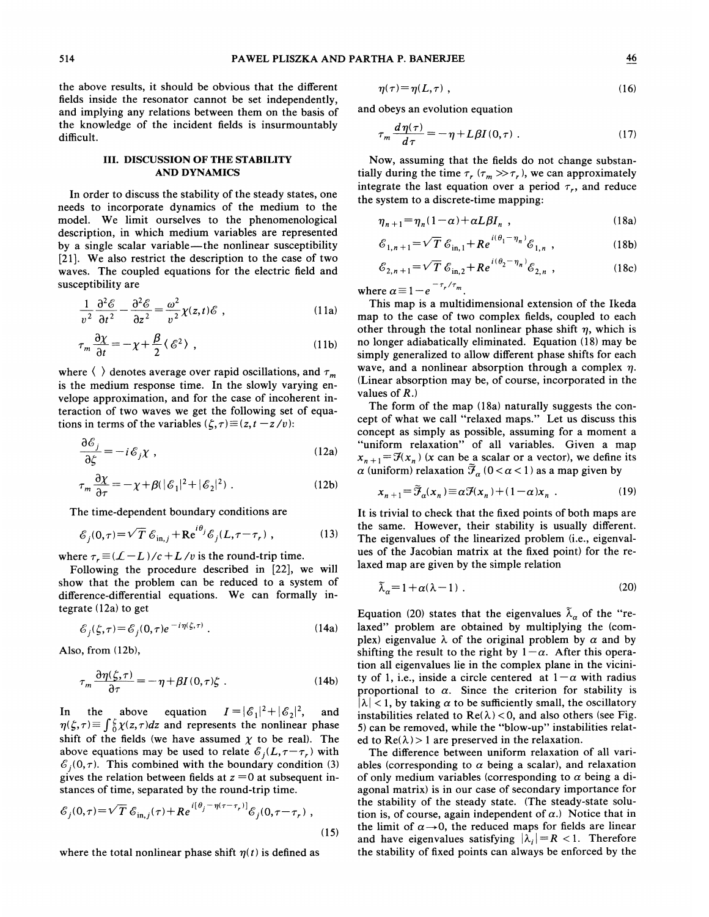the above results, it should be obvious that the different fields inside the resonator cannot be set independently, and implying any relations between them on the basis of the knowledge of the incident fields is insurmountably difficult.

## III. DISCUSSION OF THE STABILITY AND DYNAMICS

In order to discuss the stability of the steady states, one needs to incorporate dynamics of the medium to the model. We limit ourselves to the phenomenological description, in which medium variables are represented by a single scalar variable—the nonlinear susceptibility [21]. We also restrict the description to the case of two waves. The coupled equations for the electric field and susceptibility are

$$\frac{1}{v^2}\frac{\partial^2 \mathcal{E}}{\partial t^2} - \frac{\partial^2 \mathcal{E}}{\partial z^2} = \frac{\omega^2}{v^2}\chi(z,t)\mathcal{E} , \tag{11a}$$

$$\tau_m \frac{\partial \chi}{\partial t} = -\chi + \frac{\beta}{2}\langle \mathcal{E}^2 \rangle , \tag{11b}$$

where $\langle\ \rangle$ denotes average over rapid oscillations, and $\tau_m$ is the medium response time. In the slowly varying envelope approximation, and for the case of incoherent interaction of two waves we get the following set of equations in terms of the variables $(\zeta,\tau)\equiv(z,t-z/v)$:

$$\frac{\partial \mathcal{E}_j}{\partial \zeta} = -i\mathcal{E}_j\chi , \tag{12a}$$

$$\tau_m \frac{\partial \chi}{\partial \tau} = -\chi + \beta(|\mathcal{E}_1|^2 + |\mathcal{E}_2|^2) . \tag{12b}$$

The time-dependent boundary conditions are

$$\mathcal{E}_j(0,\tau) = \sqrt{T}\,\mathcal{E}_{\text{in},j} + Re^{i\theta_j}\mathcal{E}_j(L,\tau-\tau_r) , \tag{13}$$

where $\tau_r \equiv (\mathcal{L}-L)/c + L/v$ is the round-trip time.

Following the procedure described in [22], we will show that the problem can be reduced to a system of difference-differential equations. We can formally integrate (12a) to get

$$\mathcal{E}_j(\zeta,\tau) = \mathcal{E}_j(0,\tau)e^{-i\eta(\zeta,\tau)} . \tag{14a}$$

Also, from (12b),

$$\tau_m \frac{\partial \eta(\zeta,\tau)}{\partial \tau} = -\eta + \beta I(0,\tau)\zeta . \tag{14b}$$

In the above equation $I=|\mathcal{E}_1|^2+|\mathcal{E}_2|^2$, and $\eta(\zeta,\tau)\equiv\int_0^\zeta \chi(z,\tau)dz$ and represents the nonlinear phase shift of the fields (we have assumed $\chi$ to be real). The above equations may be used to relate $\mathcal{E}_j(L,\tau-\tau_r)$ with $\mathcal{E}_j(0,\tau)$. This combined with the boundary condition (3) gives the relation between fields at $z=0$ at subsequent instances of time, separated by the round-trip time.

$$\mathcal{E}_j(0,\tau) = \sqrt{T}\,\mathcal{E}_{\text{in},j}(\tau) + Re^{i[\theta_j - \eta(\tau-\tau_r)]}\mathcal{E}_j(0,\tau-\tau_r) , \tag{15}$$

where the total nonlinear phase shift $\eta(t)$ is defined as

$$\eta(\tau) = \eta(L,\tau) , \tag{16}$$

and obeys an evolution equation

$$\tau_m \frac{d\eta(\tau)}{d\tau} = -\eta + L\beta I(0,\tau) . \tag{17}$$

Now, assuming that the fields do not change substantially during the time $\tau_r$ ($\tau_m \gg \tau_r$), we can approximately integrate the last equation over a period $\tau_r$, and reduce the system to a discrete-time mapping:

$$\eta_{n+1} = \eta_n(1-\alpha) + \alpha L\beta I_n , \tag{18a}$$

$$\mathcal{E}_{1,n+1} = \sqrt{T}\,\mathcal{E}_{\text{in},1} + Re^{i(\theta_1-\eta_n)}\mathcal{E}_{1,n} , \tag{18b}$$

$$\mathcal{E}_{2,n+1} = \sqrt{T}\,\mathcal{E}_{\text{in},2} + Re^{i(\theta_2-\eta_n)}\mathcal{E}_{2,n} , \tag{18c}$$

where $\alpha \equiv 1 - e^{-\tau_r/\tau_m}$.

This map is a multidimensional extension of the Ikeda map to the case of two complex fields, coupled to each other through the total nonlinear phase shift $\eta$, which is no longer adiabatically eliminated. Equation (18) may be simply generalized to allow different phase shifts for each wave, and a nonlinear absorption through a complex $\eta$. (Linear absorption may be, of course, incorporated in the values of $R$.)

The form of the map (18a) naturally suggests the concept of what we call "relaxed maps." Let us discuss this concept as simply as possible, assuming for a moment a "uniform relaxation" of all variables. Given a map $x_{n+1}=\mathcal{F}(x_n)$ ($x$ can be a scalar or a vector), we define its $\alpha$ (uniform) relaxation $\tilde{\mathcal{F}}_\alpha$ ($0<\alpha<1$) as a map given by

$$x_{n+1} = \tilde{\mathcal{F}}_\alpha(x_n) \equiv \alpha\mathcal{F}(x_n) + (1-\alpha)x_n . \tag{19}$$

It is trivial to check that the fixed points of both maps are the same. However, their stability is usually different. The eigenvalues of the linearized problem (i.e., eigenvalues of the Jacobian matrix at the fixed point) for the relaxed map are given by the simple relation

$$\tilde{\lambda}_\alpha = 1 + \alpha(\lambda - 1) . \tag{20}$$

Equation (20) states that the eigenvalues $\tilde{\lambda}_\alpha$ of the "relaxed" problem are obtained by multiplying the (complex) eigenvalue $\lambda$ of the original problem by $\alpha$ and by shifting the result to the right by $1-\alpha$. After this operation all eigenvalues lie in the complex plane in the vicinity of 1, i.e., inside a circle centered at $1-\alpha$ with radius proportional to $\alpha$. Since the criterion for stability is $|\lambda|<1$, by taking $\alpha$ to be sufficiently small, the oscillatory instabilities related to $\text{Re}(\lambda)<0$, and also others (see Fig. 5) can be removed, while the "blow-up" instabilities related to $\text{Re}(\lambda)>1$ are preserved in the relaxation.

The difference between uniform relaxation of all variables (corresponding to $\alpha$ being a scalar), and relaxation of only medium variables (corresponding to $\alpha$ being a diagonal matrix) is in our case of secondary importance for the stability of the steady state. (The steady-state solution is, of course, again independent of $\alpha$.) Notice that in the limit of $\alpha\to 0$, the reduced maps for fields are linear and have eigenvalues satisfying $|\lambda_i| = R < 1$. Therefore the stability of fixed points can always be enforced by the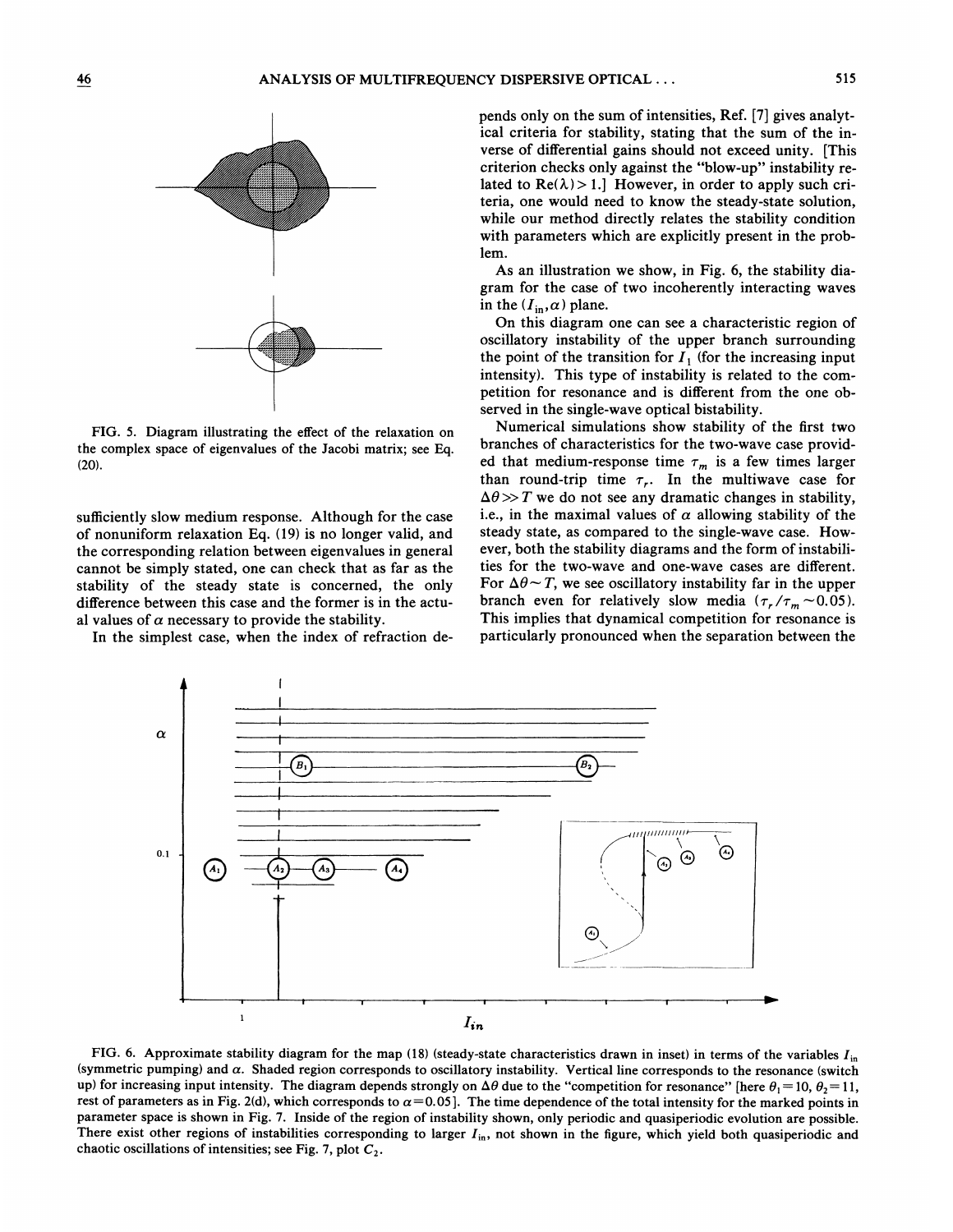FIG. 5. Diagram illustrating the effect of the relaxation on the complex space of eigenvalues of the Jacobi matrix; see Eq. (20).

sufficiently slow medium response. Although for the case of nonuniform relaxation Eq. (19) is no longer valid, and the corresponding relation between eigenvalues in general cannot be simply stated, one can check that as far as the stability of the steady state is concerned, the only difference between this case and the former is in the actual values of $\alpha$ necessary to provide the stability.

In the simplest case, when the index of refraction depends only on the sum of intensities, Ref. [7] gives analytical criteria for stability, stating that the sum of the inverse of differential gains should not exceed unity. [This criterion checks only against the "blow-up" instability related to $\mathrm{Re}(\lambda)>1$.] However, in order to apply such criteria, one would need to know the steady-state solution, while our method directly relates the stability condition with parameters which are explicitly present in the problem.

As an illustration we show, in Fig. 6, the stability diagram for the case of two incoherently interacting waves in the $(I_{\mathrm{in}},\alpha)$ plane.

On this diagram one can see a characteristic region of oscillatory instability of the upper branch surrounding the point of the transition for $I_1$ (for the increasing input intensity). This type of instability is related to the competition for resonance and is different from the one observed in the single-wave optical bistability.

Numerical simulations show stability of the first two branches of characteristics for the two-wave case provided that medium-response time $\tau_m$ is a few times larger than round-trip time $\tau_r$. In the multiwave case for $\Delta\theta \gg T$ we do not see any dramatic changes in stability, i.e., in the maximal values of $\alpha$ allowing stability of the steady state, as compared to the single-wave case. However, both the stability diagrams and the form of instabilities for the two-wave and one-wave cases are different. For $\Delta\theta \sim T$, we see oscillatory instability far in the upper branch even for relatively slow media ($\tau_r/\tau_m \sim 0.05$). This implies that dynamical competition for resonance is particularly pronounced when the separation between the

FIG. 6. Approximate stability diagram for the map (18) (steady-state characteristics drawn in inset) in terms of the variables $I_{\mathrm{in}}$ (symmetric pumping) and $\alpha$. Shaded region corresponds to oscillatory instability. Vertical line corresponds to the resonance (switch up) for increasing input intensity. The diagram depends strongly on $\Delta\theta$ due to the "competition for resonance" [here $\theta_1=10$, $\theta_2=11$, rest of parameters as in Fig. 2(d), which corresponds to $\alpha=0.05$]. The time dependence of the total intensity for the marked points in parameter space is shown in Fig. 7. Inside of the region of instability shown, only periodic and quasiperiodic evolution are possible. There exist other regions of instabilities corresponding to larger $I_{\mathrm{in}}$, not shown in the figure, which yield both quasiperiodic and chaotic oscillations of intensities; see Fig. 7, plot $C_2$.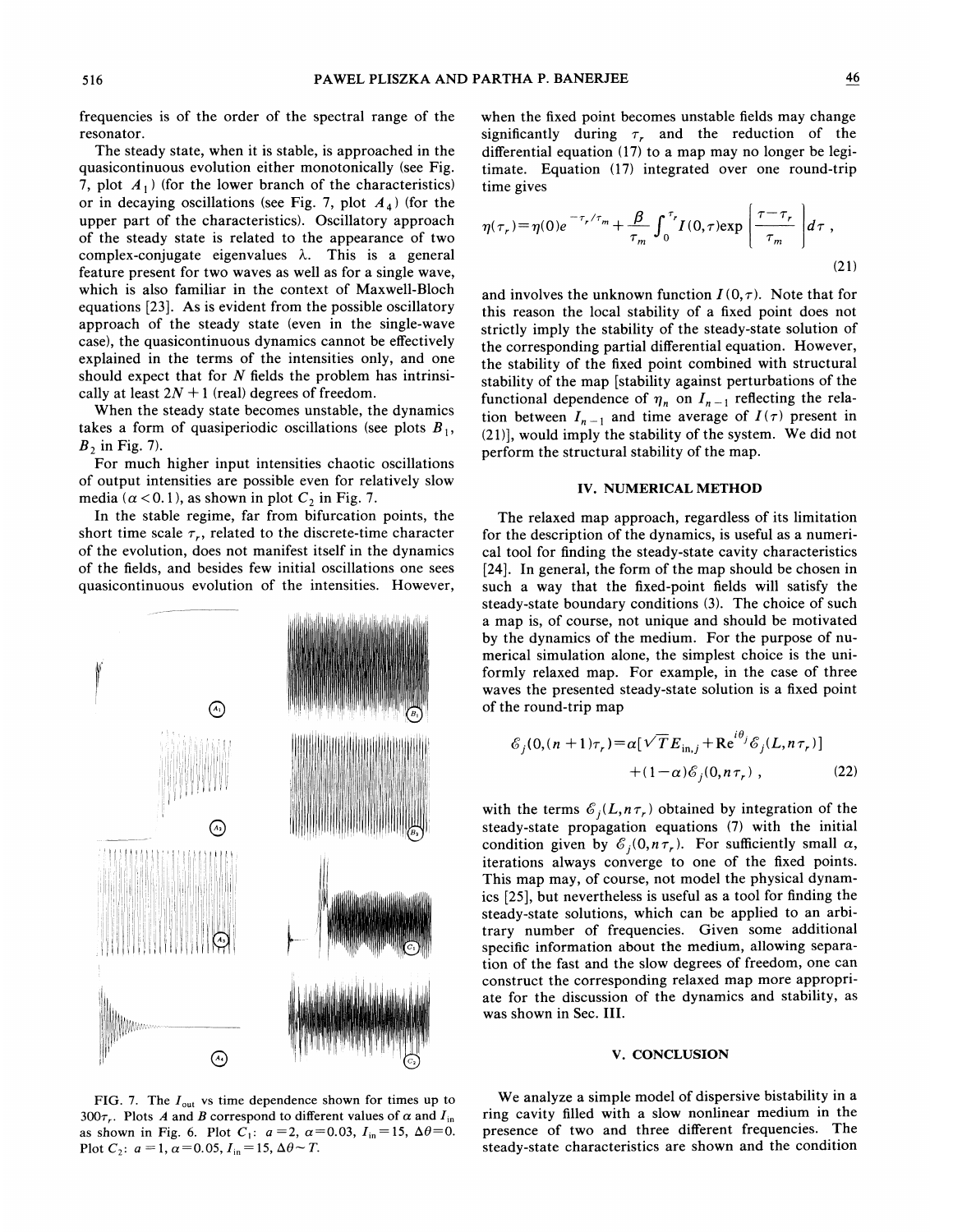frequencies is of the order of the spectral range of the resonator.

The steady state, when it is stable, is approached in the quasicontinuous evolution either monotonically (see Fig. 7, plot $A_1$) (for the lower branch of the characteristics) or in decaying oscillations (see Fig. 7, plot $A_4$) (for the upper part of the characteristics). Oscillatory approach of the steady state is related to the appearance of two complex-conjugate eigenvalues $\lambda$. This is a general feature present for two waves as well as for a single wave, which is also familiar in the context of Maxwell-Bloch equations [23]. As is evident from the possible oscillatory approach of the steady state (even in the single-wave case), the quasicontinuous dynamics cannot be effectively explained in the terms of the intensities only, and one should expect that for $N$ fields the problem has intrinsically at least $2N+1$ (real) degrees of freedom.

When the steady state becomes unstable, the dynamics takes a form of quasiperiodic oscillations (see plots $B_1$, $B_2$ in Fig. 7).

For much higher input intensities chaotic oscillations of output intensities are possible even for relatively slow media ($\alpha < 0.1$), as shown in plot $C_2$ in Fig. 7.

In the stable regime, far from bifurcation points, the short time scale $\tau_r$, related to the discrete-time character of the evolution, does not manifest itself in the dynamics of the fields, and besides few initial oscillations one sees quasicontinuous evolution of the intensities. However, when the fixed point becomes unstable fields may change significantly during $\tau_r$ and the reduction of the differential equation (17) to a map may no longer be legitimate. Equation (17) integrated over one round-trip time gives

$$\eta(\tau_r) = \eta(0)e^{-\tau_r/\tau_m} + \frac{\beta}{\tau_m}\int_0^{\tau_r} I(0,\tau)\exp\left[\frac{\tau-\tau_r}{\tau_m}\right]d\tau\ , \tag{21}$$

and involves the unknown function $I(0,\tau)$. Note that for this reason the local stability of a fixed point does not strictly imply the stability of the steady-state solution of the corresponding partial differential equation. However, the stability of the fixed point combined with structural stability of the map [stability against perturbations of the functional dependence of $\eta_n$ on $I_{n-1}$ reflecting the relation between $I_{n-1}$ and time average of $I(\tau)$ present in (21)], would imply the stability of the system. We did not perform the structural stability of the map.

FIG. 7. The $I_{\text{out}}$ vs time dependence shown for times up to $300\tau_r$. Plots $A$ and $B$ correspond to different values of $\alpha$ and $I_{\text{in}}$ as shown in Fig. 6. Plot $C_1$: $a=2$, $\alpha=0.03$, $I_{\text{in}}=15$, $\Delta\theta=0$. Plot $C_2$: $a=1$, $\alpha=0.05$, $I_{\text{in}}=15$, $\Delta\theta \sim T$.

## IV. NUMERICAL METHOD

The relaxed map approach, regardless of its limitation for the description of the dynamics, is useful as a numerical tool for finding the steady-state cavity characteristics [24]. In general, the form of the map should be chosen in such a way that the fixed-point fields will satisfy the steady-state boundary conditions (3). The choice of such a map is, of course, not unique and should be motivated by the dynamics of the medium. For the purpose of numerical simulation alone, the simplest choice is the uniformly relaxed map. For example, in the case of three waves the presented steady-state solution is a fixed point of the round-trip map

$$\mathcal{E}_j(0,(n+1)\tau_r) = \alpha[\sqrt{T}E_{\text{in},j} + \text{R}e^{i\theta_j}\mathcal{E}_j(L,n\tau_r)] + (1-\alpha)\mathcal{E}_j(0,n\tau_r)\ , \tag{22}$$

with the terms $\mathcal{E}_j(L,n\tau_r)$ obtained by integration of the steady-state propagation equations (7) with the initial condition given by $\mathcal{E}_j(0,n\tau_r)$. For sufficiently small $\alpha$, iterations always converge to one of the fixed points. This map may, of course, not model the physical dynamics [25], but nevertheless is useful as a tool for finding the steady-state solutions, which can be applied to an arbitrary number of frequencies. Given some additional specific information about the medium, allowing separation of the fast and the slow degrees of freedom, one can construct the corresponding relaxed map more appropriate for the discussion of the dynamics and stability, as was shown in Sec. III.

## V. CONCLUSION

We analyze a simple model of dispersive bistability in a ring cavity filled with a slow nonlinear medium in the presence of two and three different frequencies. The steady-state characteristics are shown and the condition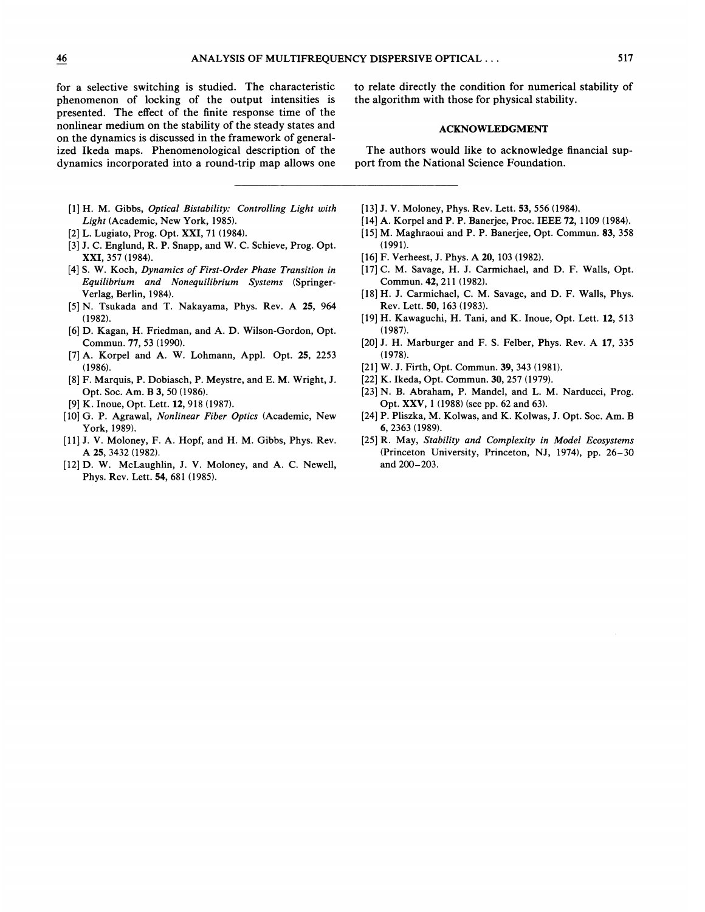for a selective switching is studied. The characteristic phenomenon of locking of the output intensities is presented. The effect of the finite response time of the nonlinear medium on the stability of the steady states and on the dynamics is discussed in the framework of generalized Ikeda maps. Phenomenological description of the dynamics incorporated into a round-trip map allows one to relate directly the condition for numerical stability of the algorithm with those for physical stability.

## ACKNOWLEDGMENT

The authors would like to acknowledge financial support from the National Science Foundation.

---

[1] H. M. Gibbs, *Optical Bistability: Controlling Light with Light* (Academic, New York, 1985).

[2] L. Lugiato, Prog. Opt. **XXI**, 71 (1984).

[3] J. C. Englund, R. P. Snapp, and W. C. Schieve, Prog. Opt. **XXI**, 357 (1984).

[4] S. W. Koch, *Dynamics of First-Order Phase Transition in Equilibrium and Nonequilibrium Systems* (Springer-Verlag, Berlin, 1984).

[5] N. Tsukada and T. Nakayama, Phys. Rev. A **25**, 964 (1982).

[6] D. Kagan, H. Friedman, and A. D. Wilson-Gordon, Opt. Commun. **77**, 53 (1990).

[7] A. Korpel and A. W. Lohmann, Appl. Opt. **25**, 2253 (1986).

[8] F. Marquis, P. Dobiasch, P. Meystre, and E. M. Wright, J. Opt. Soc. Am. B **3**, 50 (1986).

[9] K. Inoue, Opt. Lett. **12**, 918 (1987).

[10] G. P. Agrawal, *Nonlinear Fiber Optics* (Academic, New York, 1989).

[11] J. V. Moloney, F. A. Hopf, and H. M. Gibbs, Phys. Rev. A **25**, 3432 (1982).

[12] D. W. McLaughlin, J. V. Moloney, and A. C. Newell, Phys. Rev. Lett. **54**, 681 (1985).

[13] J. V. Moloney, Phys. Rev. Lett. **53**, 556 (1984).

[14] A. Korpel and P. P. Banerjee, Proc. IEEE **72**, 1109 (1984).

[15] M. Maghraoui and P. P. Banerjee, Opt. Commun. **83**, 358 (1991).

[16] F. Verheest, J. Phys. A **20**, 103 (1982).

[17] C. M. Savage, H. J. Carmichael, and D. F. Walls, Opt. Commun. **42**, 211 (1982).

[18] H. J. Carmichael, C. M. Savage, and D. F. Walls, Phys. Rev. Lett. **50**, 163 (1983).

[19] H. Kawaguchi, H. Tani, and K. Inoue, Opt. Lett. **12**, 513 (1987).

[20] J. H. Marburger and F. S. Felber, Phys. Rev. A **17**, 335 (1978).

[21] W. J. Firth, Opt. Commun. **39**, 343 (1981).

[22] K. Ikeda, Opt. Commun. **30**, 257 (1979).

[23] N. B. Abraham, P. Mandel, and L. M. Narducci, Prog. Opt. **XXV**, 1 (1988) (see pp. 62 and 63).

[24] P. Pliszka, M. Kolwas, and K. Kolwas, J. Opt. Soc. Am. B **6**, 2363 (1989).

[25] R. May, *Stability and Complexity in Model Ecosystems* (Princeton University, Princeton, NJ, 1974), pp. 26–30 and 200–203.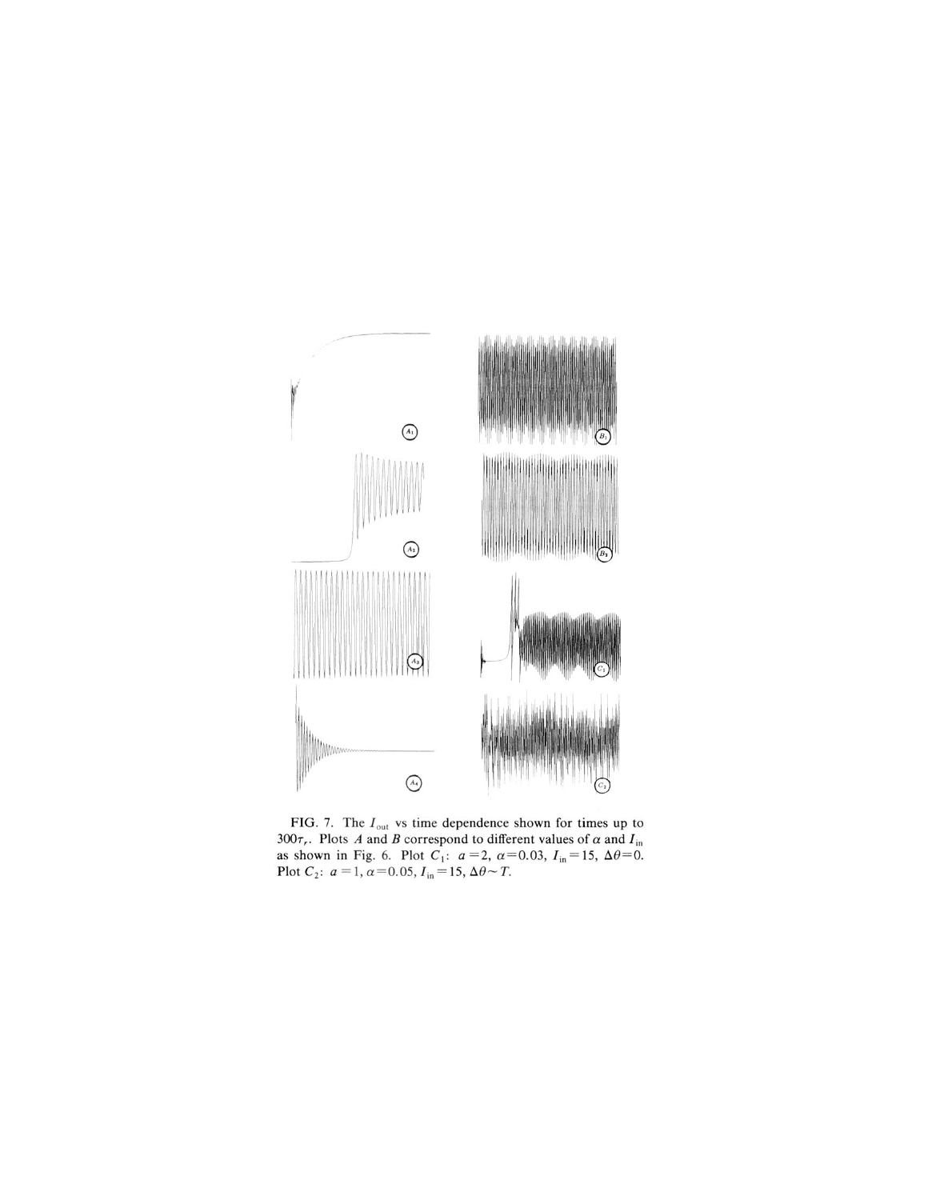A1

A2

A3

A4

B1

B2

C1

C2

FIG. 7. The $I_{\text{out}}$ vs time dependence shown for times up to $300\tau_r$. Plots $A$ and $B$ correspond to different values of $\alpha$ and $I_{\text{in}}$ as shown in Fig. 6. Plot $C_1$: $a = 2$, $\alpha = 0.03$, $I_{\text{in}} = 15$, $\Delta\theta = 0$. Plot $C_2$: $a = 1$, $\alpha = 0.05$, $I_{\text{in}} = 15$, $\Delta\theta \sim T$.